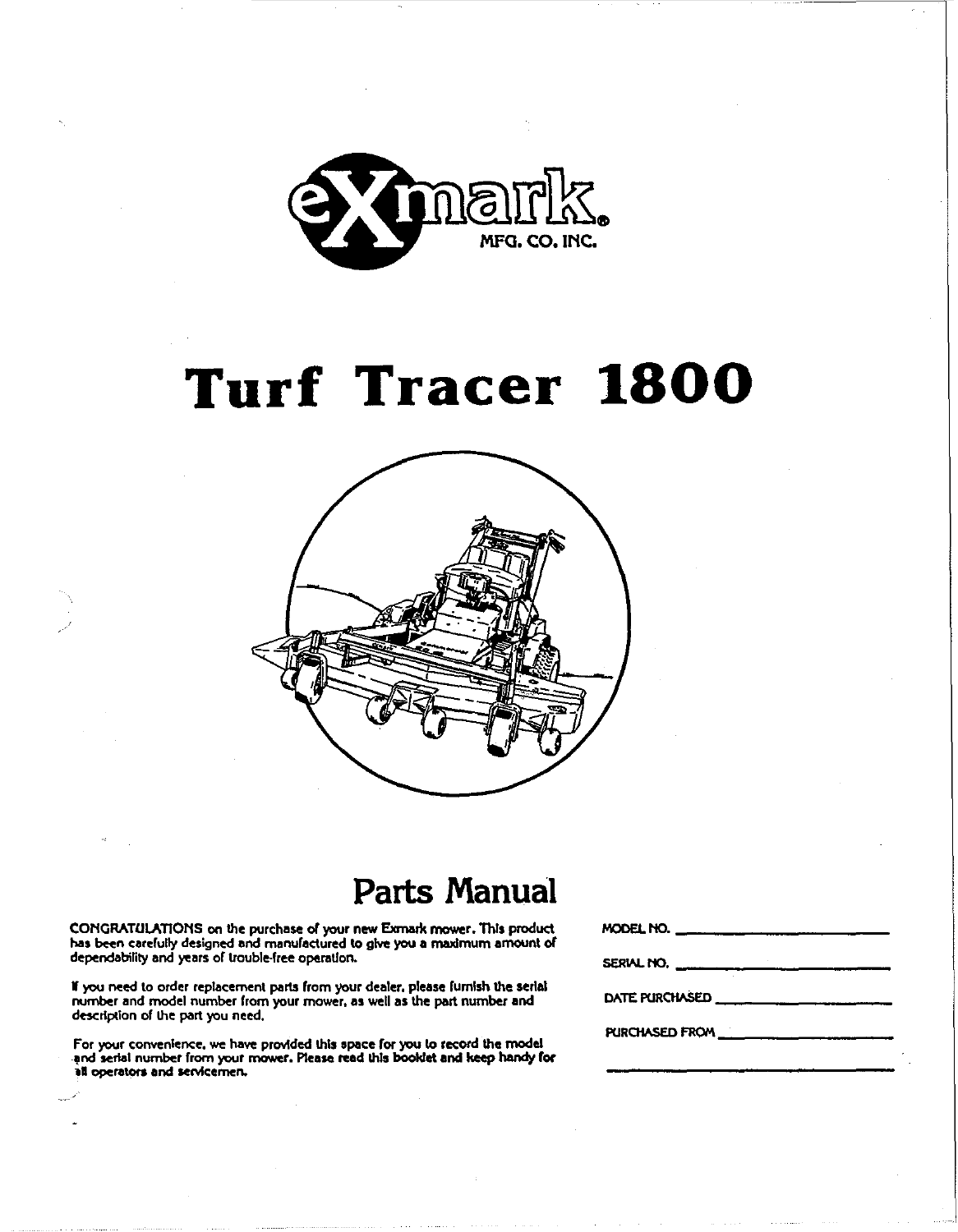eXmark® MFG. CO. INC.

# Turf Tracer 1800

## Parts Manual

CONGRATULATIONS on the purchase of your new Exmark mower. This product has been carefully designed and manufactured to give you a maximum amount of dependability and years of trouble-free operation.

If you need to order replacement parts from your dealer, please furnish the serial number and model number from your mower, as well as the part number and description of the part you need.

For your convenience, we have provided this space for you to record the model and serial number from your mower. Please read this booklet and keep handy for all operators and servicemen.

MODEL NO. ______________________

SERIAL NO. ______________________

DATE PURCHASED ______________________

PURCHASED FROM ______________________

______________________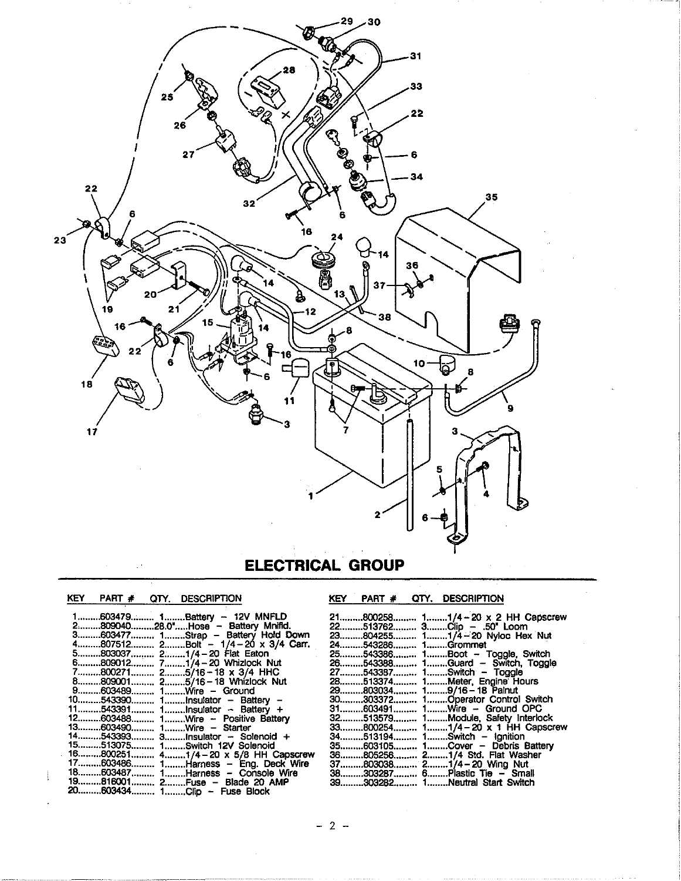# ELECTRICAL GROUP

| KEY | PART # | QTY. | DESCRIPTION |
|---|---|---|---|
| 1 | 603479 | 1 | Battery – 12V MNFLD |
| 2 | 809040 | 28.0" | Hose – Battery Mnfld. |
| 3 | 603477 | 1 | Strap – Battery Hold Down |
| 4 | 807512 | 2 | Bolt – 1/4-20 x 3/4 Carr. |
| 5 | 803037 | 2 | 1/4-20 Flat Eaton |
| 6 | 809012 | 7 | 1/4-20 Whizlock Nut |
| 7 | 800271 | 2 | 5/16-18 x 3/4 HHC |
| 8 | 809001 | 2 | 5/16-18 Whizlock Nut |
| 9 | 603489 | 1 | Wire – Ground |
| 10 | 543390 | 1 | Insulator – Battery – |
| 11 | 543391 | 1 | Insulator – Battery + |
| 12 | 603488 | 1 | Wire – Positive Battery |
| 13 | 603490 | 1 | Wire – Starter |
| 14 | 543393 | 3 | Insulator – Solenoid + |
| 15 | 513075 | 1 | Switch 12V Solenoid |
| 16 | 800251 | 4 | 1/4-20 x 5/8 HH Capscrew |
| 17 | 603486 | 1 | Harness – Eng. Deck Wire |
| 18 | 603487 | 1 | Harness – Console Wire |
| 19 | 816001 | 2 | Fuse – Blade 20 AMP |
| 20 | 603434 | 1 | Clip – Fuse Block |
| 21 | 800258 | 1 | 1/4-20 x 2 HH Capscrew |
| 22 | 513762 | 3 | Clip – .50" Loom |
| 23 | 804255 | 1 | 1/4-20 Nyloc Hex Nut |
| 24 | 543286 | 1 | Grommet |
| 25 | 543386 | 1 | Boot – Toggle, Switch |
| 26 | 543388 | 1 | Guard – Switch, Toggle |
| 27 | 543387 | 1 | Switch – Toggle |
| 28 | 513374 | 1 | Meter, Engine Hours |
| 29 | 803034 | 1 | 9/16-18 Palnut |
| 30 | 303372 | 1 | Operator Control Switch |
| 31 | 603491 | 1 | Wire – Ground OPC |
| 32 | 513579 | 1 | Module, Safety Interlock |
| 33 | 800254 | 1 | 1/4-20 x 1 HH Capscrew |
| 34 | 513194 | 1 | Switch – Ignition |
| 35 | 603105 | 1 | Cover – Debris Battery |
| 36 | 805256 | 2 | 1/4 Std. Flat Washer |
| 37 | 803038 | 2 | 1/4-20 Wing Nut |
| 38 | 303287 | 6 | Plastic Tie – Small |
| 39 | 303282 | 1 | Neutral Start Switch |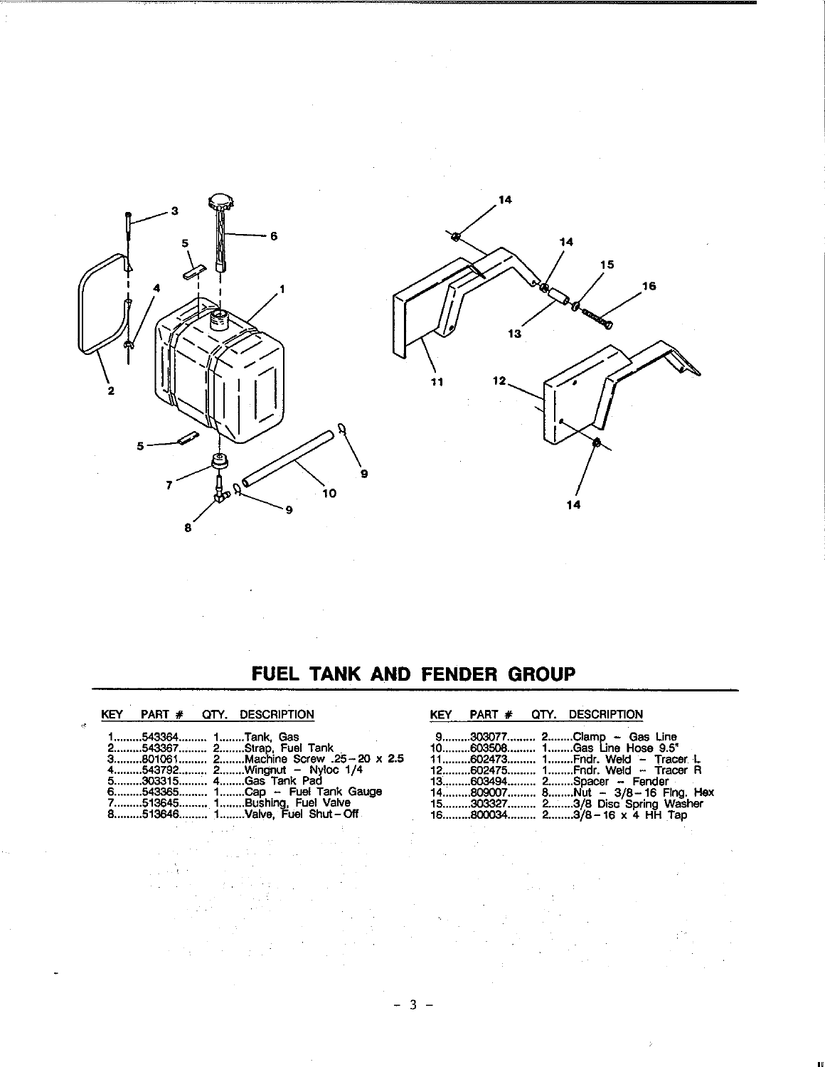# FUEL TANK AND FENDER GROUP

| KEY | PART # | QTY. | DESCRIPTION |
|---|---|---|---|
| 1 | 543364 | 1 | Tank, Gas |
| 2 | 543367 | 2 | Strap, Fuel Tank |
| 3 | 801061 | 2 | Machine Screw .25-20 x 2.5 |
| 4 | 543792 | 2 | Wingnut - Nyloc 1/4 |
| 5 | 303315 | 4 | Gas Tank Pad |
| 6 | 543365 | 1 | Cap - Fuel Tank Gauge |
| 7 | 513645 | 1 | Bushing, Fuel Valve |
| 8 | 513646 | 1 | Valve, Fuel Shut-Off |
| 9 | 303077 | 2 | Clamp - Gas Line |
| 10 | 603508 | 1 | Gas Line Hose 9.5" |
| 11 | 602473 | 1 | Fndr. Weld - Tracer L |
| 12 | 602475 | 1 | Fndr. Weld - Tracer R |
| 13 | 603494 | 2 | Spacer - Fender |
| 14 | 809007 | 8 | Nut - 3/8-16 Flng. Hex |
| 15 | 303327 | 2 | 3/8 Disc Spring Washer |
| 16 | 800034 | 2 | 3/8-16 x 4 HH Tap |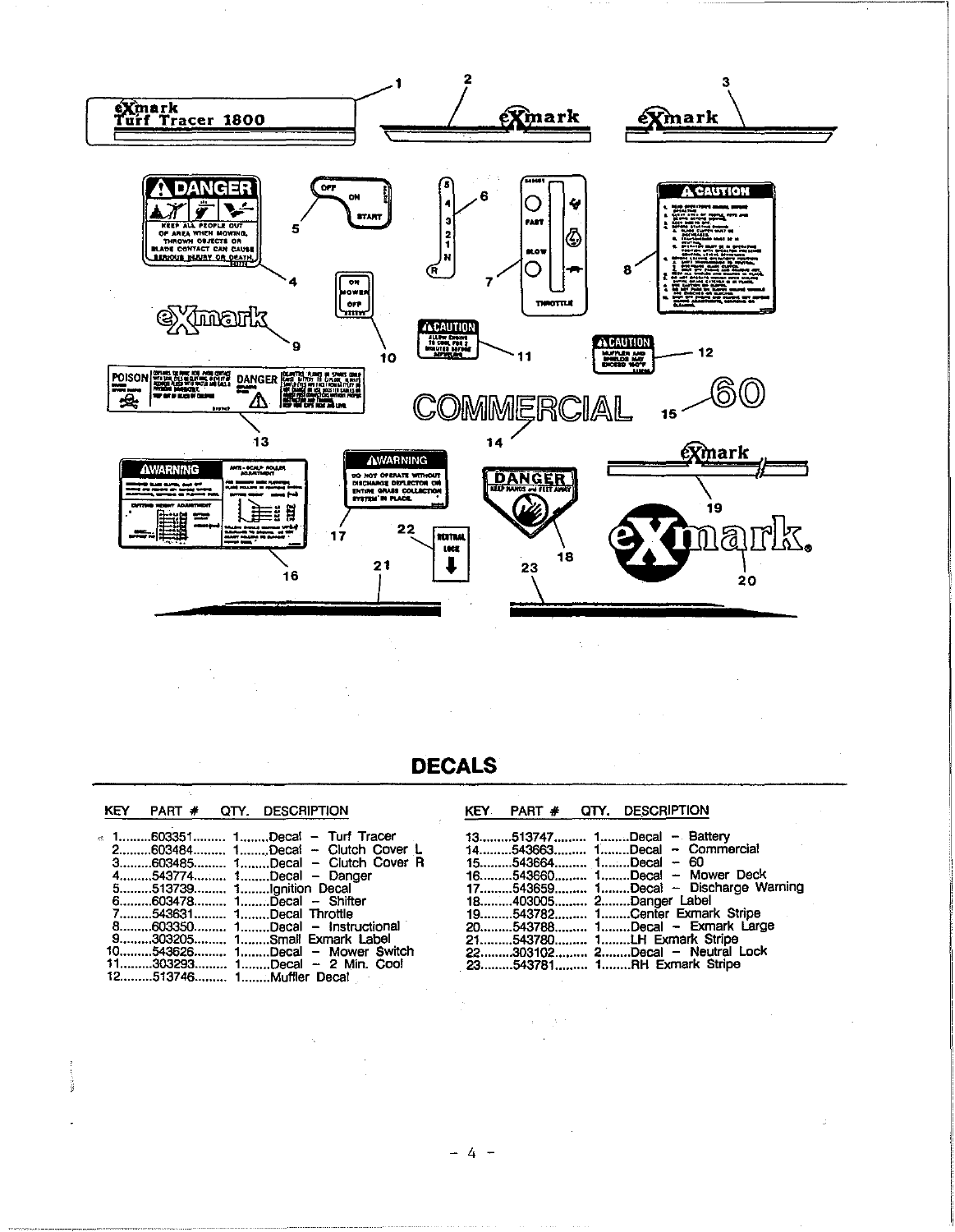## DECALS

| KEY | PART # | QTY. | DESCRIPTION |
|---|---|---|---|
| 1 | 603351 | 1 | Decal – Turf Tracer |
| 2 | 603484 | 1 | Decal – Clutch Cover L |
| 3 | 603485 | 1 | Decal – Clutch Cover R |
| 4 | 543774 | 1 | Decal – Danger |
| 5 | 513739 | 1 | Ignition Decal |
| 6 | 603478 | 1 | Decal – Shifter |
| 7 | 543631 | 1 | Decal Throttle |
| 8 | 603350 | 1 | Decal – Instructional |
| 9 | 303205 | 1 | Small Exmark Label |
| 10 | 543626 | 1 | Decal – Mower Switch |
| 11 | 303293 | 1 | Decal – 2 Min. Cool |
| 12 | 513746 | 1 | Muffler Decal |
| 13 | 513747 | 1 | Decal – Battery |
| 14 | 543663 | 1 | Decal – Commercial |
| 15 | 543664 | 1 | Decal – 60 |
| 16 | 543660 | 1 | Decal – Mower Deck |
| 17 | 543659 | 1 | Decal – Discharge Warning |
| 18 | 403005 | 2 | Danger Label |
| 19 | 543782 | 1 | Center Exmark Stripe |
| 20 | 543788 | 1 | Decal – Exmark Large |
| 21 | 543780 | 1 | LH Exmark Stripe |
| 22 | 303102 | 2 | Decal – Neutral Lock |
| 23 | 543781 | 1 | RH Exmark Stripe |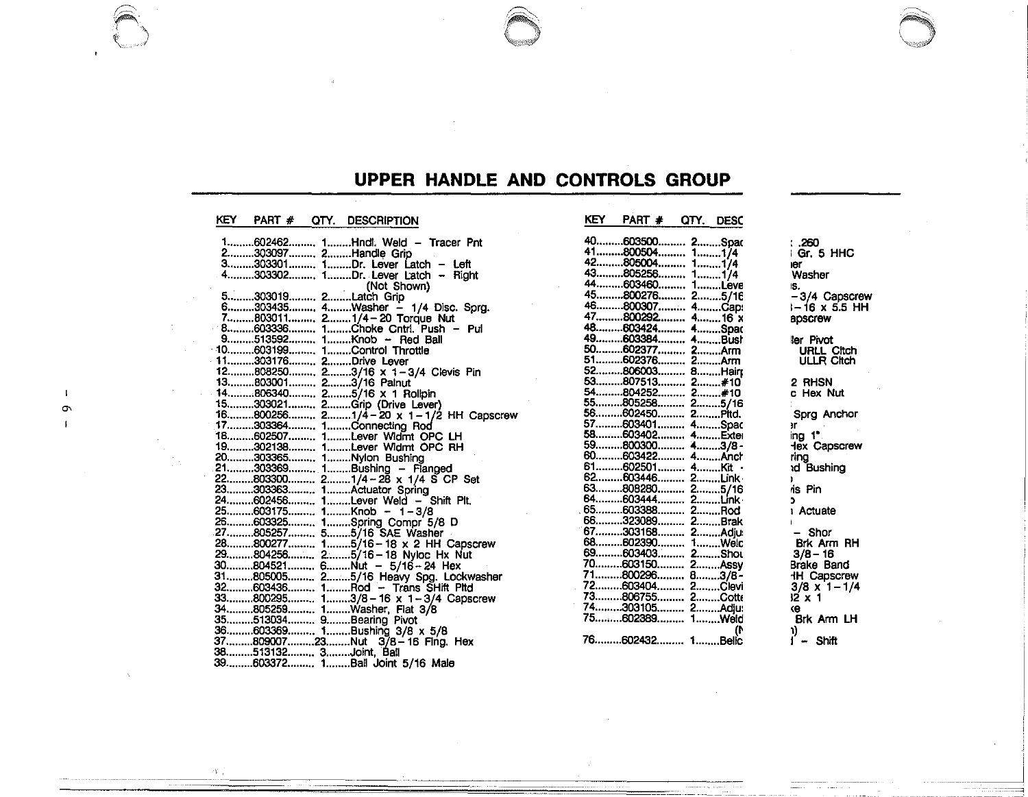## UPPER HANDLE AND CONTROLS GROUP

| KEY | PART # | QTY. | DESCRIPTION |
|---|---|---|---|
| 1 | 602462 | 1 | Hndl. Weld – Tracer Pnt |
| 2 | 303097 | 2 | Handle Grip |
| 3 | 303301 | 1 | Dr. Lever Latch – Left |
| 4 | 303302 | 1 | Dr. Lever Latch – Right (Not Shown) |
| 5 | 303019 | 2 | Latch Grip |
| 6 | 303435 | 4 | Washer – 1/4 Disc. Sprg. |
| 7 | 803011 | 2 | 1/4-20 Torque Nut |
| 8 | 603336 | 1 | Choke Cntrl. Push – Pul |
| 9 | 513592 | 1 | Knob – Red Ball |
| 10 | 603199 | 1 | Control Throttle |
| 11 | 303176 | 2 | Drive Lever |
| 12 | 808250 | 2 | 3/16 x 1-3/4 Clevis Pin |
| 13 | 803001 | 2 | 3/16 Palnut |
| 14 | 806340 | 2 | 5/16 x 1 Rollpin |
| 15 | 303021 | 2 | Grip (Drive Lever) |
| 16 | 800256 | 2 | 1/4-20 x 1-1/2 HH Capscrew |
| 17 | 303364 | 1 | Connecting Rod |
| 18 | 602507 | 1 | Lever Wldmt OPC LH |
| 19 | 302138 | 1 | Lever Wldmt OPC RH |
| 20 | 303365 | 1 | Nylon Bushing |
| 21 | 303369 | 1 | Bushing – Flanged |
| 22 | 803300 | 2 | 1/4-28 x 1/4 S CP Set |
| 23 | 303363 | 1 | Actuator Spring |
| 24 | 602456 | 1 | Lever Weld – Shift Plt. |
| 25 | 603175 | 1 | Knob – 1-3/8 |
| 26 | 603325 | 1 | Spring Compr 5/8 D |
| 27 | 805257 | 5 | 5/16 SAE Washer |
| 28 | 800277 | 1 | 5/16-18 x 2 HH Capscrew |
| 29 | 804256 | 2 | 5/16-18 Nyloc Hx Nut |
| 30 | 804521 | 6 | Nut – 5/16-24 Hex |
| 31 | 805005 | 2 | 5/16 Heavy Spg. Lockwasher |
| 32 | 603436 | 1 | Rod – Trans Shift Pltd |
| 33 | 800295 | 1 | 3/8-16 x 1-3/4 Capscrew |
| 34 | 805259 | 1 | Washer, Flat 3/8 |
| 35 | 513034 | 9 | Bearing Pivot |
| 36 | 603369 | 1 | Bushing 3/8 x 5/8 |
| 37 | 809007 | 23 | Nut 3/8-16 Flng. Hex |
| 38 | 513132 | 3 | Joint, Ball |
| 39 | 603372 | 1 | Ball Joint 5/16 Male |
| 40 | 603500 | 2 | Spac… .260 |
| 41 | 800504 | 1 | 1/4 … Gr. 5 HHC |
| 42 | 805004 | 1 | 1/4 …er |
| 43 | 805256 | 1 | 1/4 … Washer |
| 44 | 603460 | 1 | Leve…s. |
| 45 | 800276 | 2 | 5/16 …-3/4 Capscrew |
| 46 | 800307 | 4 | Cap… -16 x 5.5 HH |
| 47 | 800292 | 4 | 16 x… apscrew |
| 48 | 603424 | 4 | Spac… |
| 49 | 603384 | 4 | Bush…er Pivot |
| 50 | 602377 | 2 | Arm … URLL Cltch |
| 51 | 602376 | 2 | Arm … ULLR Cltch |
| 52 | 806003 | 8 | Hair… |
| 53 | 807513 | 2 | #10 … 2 RHSN |
| 54 | 804252 | 2 | #10 …c Hex Nut |
| 55 | 805258 | 2 | 5/16… |
| 56 | 602450 | 2 | Pltd. … Sprg Anchor |
| 57 | 603401 | 4 | Spac…r |
| 58 | 603402 | 4 | Exte…ing 1" |
| 59 | 800300 | 4 | 3/8-… Hex Capscrew |
| 60 | 603422 | 4 | Anch…ring |
| 61 | 602501 | 4 | Kit -…d Bushing |
| 62 | 603446 | 2 | Link… |
| 63 | 808280 | 2 | 5/16…is Pin |
| 64 | 603444 | 2 | Link… |
| 65 | 603388 | 2 | Rod … Actuate |
| 66 | 323089 | 2 | Brak… |
| 67 | 303168 | 2 | Adju… – Shor |
| 68 | 602390 | 1 | Weld… Brk Arm RH |
| 69 | 603403 | 2 | Shou… 3/8-16 |
| 70 | 603150 | 2 | Assy… Brake Band |
| 71 | 800296 | 8 | 3/8-… HH Capscrew |
| 72 | 603404 | 2 | Clevi… 3/8 x 1-1/4 |
| 73 | 806755 | 2 | Cott… 2 x 1 |
| 74 | 303105 | 2 | Adju…e |
| 75 | 602389 | 1 | Weld… Brk Arm LH (N…) |
| 76 | 602432 | 1 | Bellc… – Shift |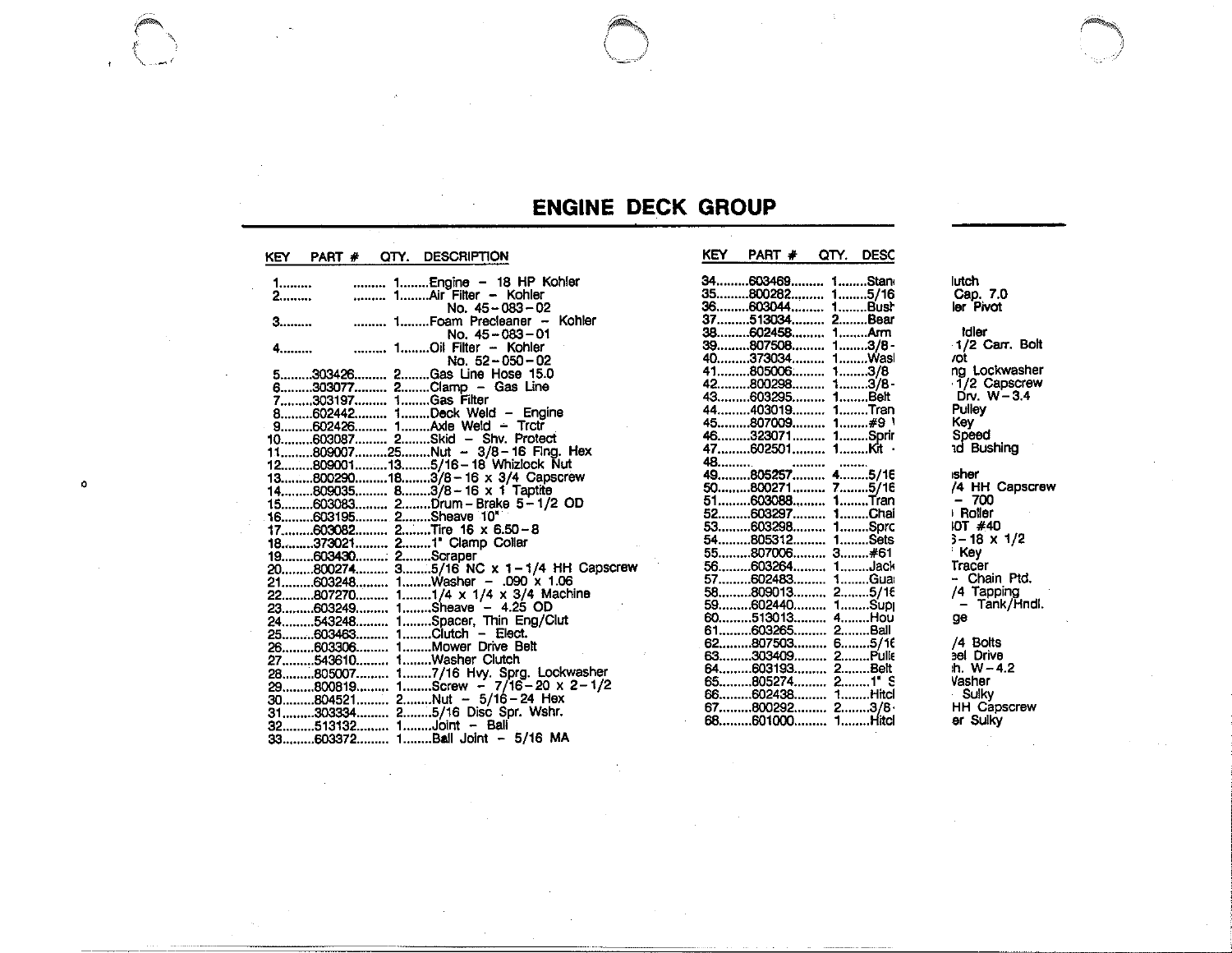# ENGINE DECK GROUP

| KEY | PART # | QTY. | DESCRIPTION |
|---|---|---|---|
| 1 | | 1 | Engine - 18 HP Kohler |
| 2 | | 1 | Air Filter - Kohler No. 45-083-02 |
| 3 | | 1 | Foam Precleaner - Kohler No. 45-083-01 |
| 4 | | 1 | Oil Filter - Kohler No. 52-050-02 |
| 5 | 303426 | 2 | Gas Line Hose 15.0 |
| 6 | 303077 | 2 | Clamp - Gas Line |
| 7 | 303197 | 1 | Gas Filter |
| 8 | 602442 | 1 | Deck Weld - Engine |
| 9 | 602426 | 1 | Axle Weld - Trctr |
| 10 | 603087 | 2 | Skid - Shv. Protect |
| 11 | 809007 | 25 | Nut - 3/8-16 Flng. Hex |
| 12 | 809001 | 13 | 5/16-18 Whizlock Nut |
| 13 | 800290 | 18 | 3/8-16 x 3/4 Capscrew |
| 14 | 809035 | 8 | 3/8-16 x 1 Taptite |
| 15 | 603083 | 2 | Drum-Brake 5-1/2 OD |
| 16 | 603195 | 2 | Sheave 10" |
| 17 | 603082 | 2 | Tire 16 x 6.50-8 |
| 18 | 373021 | 2 | 1" Clamp Collar |
| 19 | 603430 | 2 | Scraper |
| 20 | 800274 | 3 | 5/16 NC x 1-1/4 HH Capscrew |
| 21 | 603248 | 1 | Washer - .090 x 1.06 |
| 22 | 807270 | 1 | 1/4 x 1/4 x 3/4 Machine |
| 23 | 603249 | 1 | Sheave - 4.25 OD |
| 24 | 543248 | 1 | Spacer, Thin Eng/Clut |
| 25 | 603463 | 1 | Clutch - Elect. |
| 26 | 603306 | 1 | Mower Drive Belt |
| 27 | 543610 | 1 | Washer Clutch |
| 28 | 805007 | 1 | 7/16 Hvy. Sprg. Lockwasher |
| 29 | 800819 | 1 | Screw - 7/16-20 x 2-1/2 |
| 30 | 804521 | 2 | Nut - 5/16-24 Hex |
| 31 | 303334 | 2 | 5/16 Disc Spr. Wshr. |
| 32 | 513132 | 1 | Joint - Ball |
| 33 | 603372 | 1 | Ball Joint - 5/16 MA |

| KEY | PART # | QTY. | DESC | |
|---|---|---|---|---|
| 34 | 603469 | 1 | Stan | lutch |
| 35 | 800282 | 1 | 5/16 | Cap. 7.0 |
| 36 | 603044 | 1 | Bush | ler Pivot |
| 37 | 513034 | 2 | Bear | |
| 38 | 602458 | 1 | Arm | Idler |
| 39 | 807508 | 1 | 3/8- | 1/2 Carr. Bolt |
| 40 | 373034 | 1 | Wasl | /ot |
| 41 | 805006 | 1 | 3/8 | ng Lockwasher |
| 42 | 800298 | 1 | 3/8- | 1/2 Capscrew |
| 43 | 603295 | 1 | Belt | Drv. W-3.4 |
| 44 | 403019 | 1 | Tran | Pulley |
| 45 | 807009 | 1 | #9 | Key |
| 46 | 323071 | 1 | Sprir | Speed |
| 47 | 602501 | 1 | Kit | nd Bushing |
| 48 | | | | |
| 49 | 805257 | 4 | 5/16 | isher |
| 50 | 800271 | 7 | 5/16 | /4 HH Capscrew |
| 51 | 603088 | 1 | Tran | - 700 |
| 52 | 603297 | 1 | Chai | Roller |
| 53 | 603298 | 1 | Sprc | IOT #40 |
| 54 | 805312 | 1 | Sets | -18 x 1/2 |
| 55 | 807006 | 3 | #61 | Key |
| 56 | 603264 | 1 | Jack | Tracer |
| 57 | 602483 | 1 | Guai | - Chain Ptd. |
| 58 | 809013 | 2 | 5/16 | /4 Tapping |
| 59 | 602440 | 1 | Supp | - Tank/Hndl. |
| 60 | 513013 | 4 | Hou | ge |
| 61 | 603265 | 2 | Ball | |
| 62 | 807503 | 6 | 5/16 | /4 Bolts |
| 63 | 303409 | 2 | Pulle | eel Drive |
| 64 | 603193 | 2 | Belt | h. W-4.2 |
| 65 | 805274 | 2 | 1" S | Vasher |
| 66 | 602438 | 1 | Hitcl | Sulky |
| 67 | 800292 | 2 | 3/8- | HH Capscrew |
| 68 | 601000 | 1 | Hitcl | er Sulky |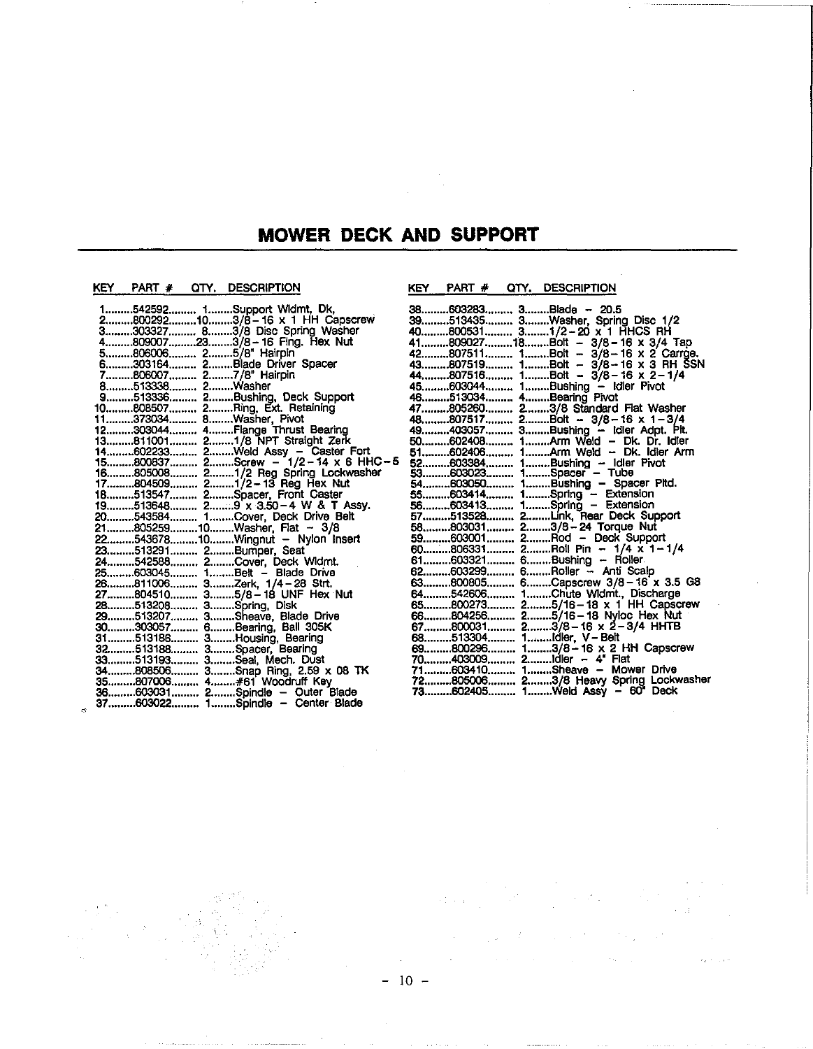# MOWER DECK AND SUPPORT

| KEY | PART # | QTY. | DESCRIPTION |
|---|---|---|---|
| 1 | 542592 | 1 | Support Wldmt, Dk, |
| 2 | 800292 | 10 | 3/8-16 x 1 HH Capscrew |
| 3 | 303327 | 8 | 3/8 Disc Spring Washer |
| 4 | 809007 | 23 | 3/8-16 Flng. Hex Nut |
| 5 | 806006 | 2 | 5/8" Hairpin |
| 6 | 303164 | 2 | Blade Driver Spacer |
| 7 | 806007 | 2 | 7/8" Hairpin |
| 8 | 513338 | 2 | Washer |
| 9 | 513336 | 2 | Bushing, Deck Support |
| 10 | 808507 | 2 | Ring, Ext. Retaining |
| 11 | 373034 | 8 | Washer, Pivot |
| 12 | 303044 | 4 | Flange Thrust Bearing |
| 13 | 811001 | 2 | 1/8 NPT Straight Zerk |
| 14 | 602233 | 2 | Weld Assy - Caster Fort |
| 15 | 800837 | 2 | Screw - 1/2-14 x 6 HHC-5 |
| 16 | 805008 | 2 | 1/2 Reg Spring Lockwasher |
| 17 | 804509 | 2 | 1/2-13 Reg Hex Nut |
| 18 | 513547 | 2 | Spacer, Front Caster |
| 19 | 513648 | 2 | 9 x 3.50-4 W & T Assy. |
| 20 | 543584 | 1 | Cover, Deck Drive Belt |
| 21 | 805259 | 10 | Washer, Flat - 3/8 |
| 22 | 543678 | 10 | Wingnut - Nylon Insert |
| 23 | 513291 | 2 | Bumper, Seat |
| 24 | 542588 | 2 | Cover, Deck Wldmt. |
| 25 | 603045 | 1 | Belt - Blade Drive |
| 26 | 811006 | 3 | Zerk, 1/4-28 Strt. |
| 27 | 804510 | 3 | 5/8-18 UNF Hex Nut |
| 28 | 513208 | 3 | Spring, Disk |
| 29 | 513207 | 3 | Sheave, Blade Drive |
| 30 | 303057 | 6 | Bearing, Ball 305K |
| 31 | 513186 | 3 | Housing, Bearing |
| 32 | 513188 | 3 | Spacer, Bearing |
| 33 | 513193 | 3 | Seal, Mech. Dust |
| 34 | 808506 | 3 | Snap Ring, 2.59 x 08 TK |
| 35 | 807006 | 4 | #61 Woodruff Key |
| 36 | 603031 | 2 | Spindle - Outer Blade |
| 37 | 603022 | 1 | Spindle - Center Blade |
| 38 | 603283 | 3 | Blade - 20.5 |
| 39 | 513435 | 3 | Washer, Spring Disc 1/2 |
| 40 | 800531 | 3 | 1/2-20 x 1 HHCS RH |
| 41 | 809027 | 18 | Bolt - 3/8-16 x 3/4 Tap |
| 42 | 807511 | 1 | Bolt - 3/8-16 x 2 Carrge. |
| 43 | 807519 | 1 | Bolt - 3/8-16 x 3 RH SSN |
| 44 | 807516 | 1 | Bolt - 3/8-16 x 2-1/4 |
| 45 | 603044 | 1 | Bushing - Idler Pivot |
| 46 | 513034 | 4 | Bearing Pivot |
| 47 | 805260 | 2 | 3/8 Standard Flat Washer |
| 48 | 807517 | 2 | Bolt - 3/8-16 x 1-3/4 |
| 49 | 403057 | 3 | Bushing - Idler Adpt. Plt. |
| 50 | 602408 | 1 | Arm Weld - Dk. Dr. Idler |
| 51 | 602406 | 1 | Arm Weld - Dk. Idler Arm |
| 52 | 603384 | 1 | Bushing - Idler Pivot |
| 53 | 603023 | 1 | Spacer - Tube |
| 54 | 603050 | 1 | Bushing - Spacer Pltd. |
| 55 | 603414 | 1 | Spring - Extension |
| 56 | 603413 | 1 | Spring - Extension |
| 57 | 513528 | 2 | Link, Rear Deck Support |
| 58 | 803031 | 2 | 3/8-24 Torque Nut |
| 59 | 603001 | 2 | Rod - Deck Support |
| 60 | 806331 | 2 | Roll Pin - 1/4 x 1-1/4 |
| 61 | 603321 | 6 | Bushing - Roller |
| 62 | 603299 | 6 | Roller - Anti Scalp |
| 63 | 800805 | 6 | Capscrew 3/8-16 x 3.5 G8 |
| 64 | 542606 | 1 | Chute Wldmt., Discharge |
| 65 | 800273 | 2 | 5/16-18 x 1 HH Capscrew |
| 66 | 804256 | 2 | 5/16-18 Nyloc Hex Nut |
| 67 | 800031 | 2 | 3/8-16 x 2-3/4 HHTB |
| 68 | 513304 | 1 | Idler, V-Belt |
| 69 | 800296 | 1 | 3/8-16 x 2 HH Capscrew |
| 70 | 403009 | 2 | Idler - 4" Flat |
| 71 | 603410 | 1 | Sheave - Mower Drive |
| 72 | 805006 | 2 | 3/8 Heavy Spring Lockwasher |
| 73 | 602405 | 1 | Weld Assy - 60" Deck |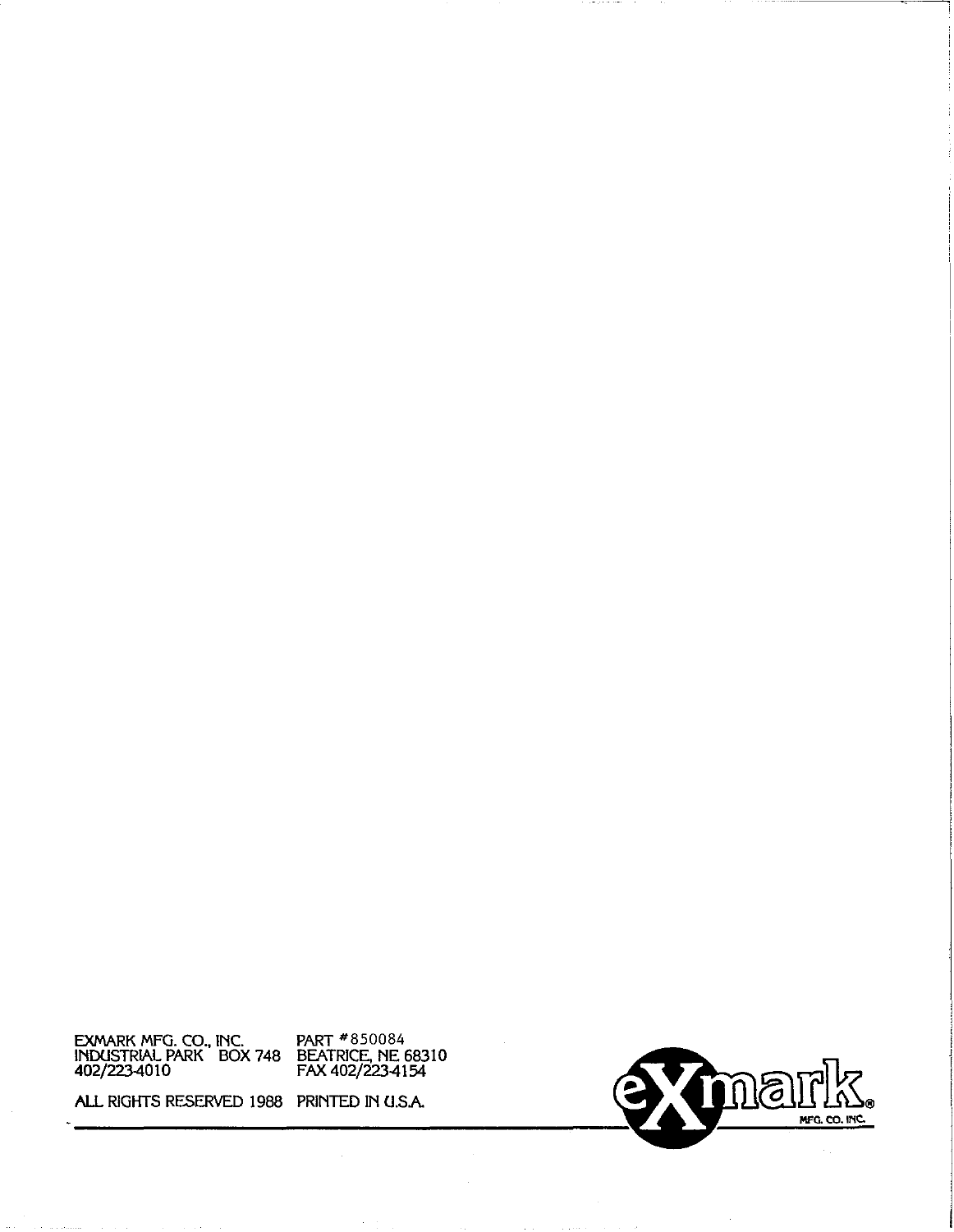EXMARK MFG. CO., INC.
INDUSTRIAL PARK BOX 748
402/223-4010

PART #850084
BEATRICE, NE 68310
FAX 402/223-4154

ALL RIGHTS RESERVED 1988 PRINTED IN U.S.A.

eXmark®
MFG. CO. INC.